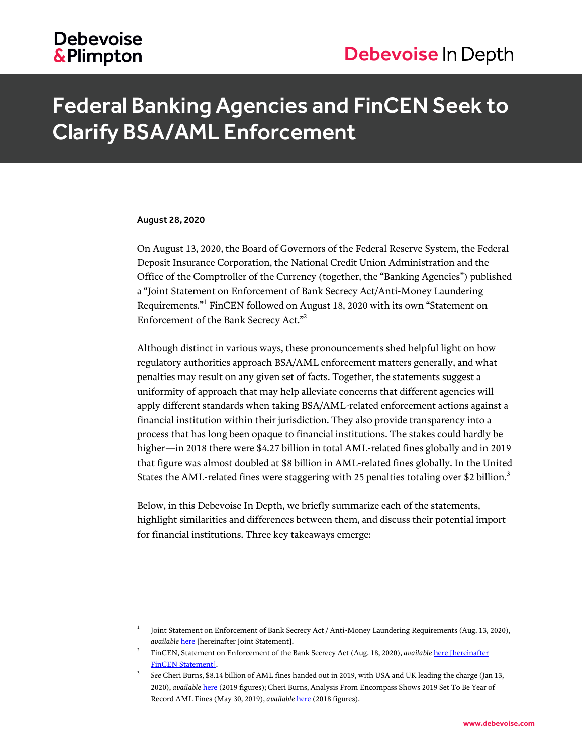Debevoise & Plimpton

Debevoise In Depth

# Federal Banking Agencies and FinCEN Seek to Clarify BSA/AML Enforcement

**August 28, 2020**

On August 13, 2020, the Board of Governors of the Federal Reserve System, the Federal Deposit Insurance Corporation, the National Credit Union Administration and the Office of the Comptroller of the Currency (together, the "Banking Agencies") published a "Joint Statement on Enforcement of Bank Secrecy Act/Anti-Money Laundering Requirements."[1] FinCEN followed on August 18, 2020 with its own "Statement on Enforcement of the Bank Secrecy Act."[2]

Although distinct in various ways, these pronouncements shed helpful light on how regulatory authorities approach BSA/AML enforcement matters generally, and what penalties may result on any given set of facts. Together, the statements suggest a uniformity of approach that may help alleviate concerns that different agencies will apply different standards when taking BSA/AML-related enforcement actions against a financial institution within their jurisdiction. They also provide transparency into a process that has long been opaque to financial institutions. The stakes could hardly be higher—in 2018 there were $4.27 billion in total AML-related fines globally and in 2019 that figure was almost doubled at $8 billion in AML-related fines globally. In the United States the AML-related fines were staggering with 25 penalties totaling over $2 billion.[3]

Below, in this Debevoise In Depth, we briefly summarize each of the statements, highlight similarities and differences between them, and discuss their potential import for financial institutions. Three key takeaways emerge:

---

[1] Joint Statement on Enforcement of Bank Secrecy Act / Anti-Money Laundering Requirements (Aug. 13, 2020), *available* here [hereinafter Joint Statement].

[2] FinCEN, Statement on Enforcement of the Bank Secrecy Act (Aug. 18, 2020), *available* here [hereinafter FinCEN Statement].

[3] *See* Cheri Burns, $8.14 billion of AML fines handed out in 2019, with USA and UK leading the charge (Jan 13, 2020), *available* here (2019 figures); Cheri Burns, Analysis From Encompass Shows 2019 Set To Be Year of Record AML Fines (May 30, 2019), *available* here (2018 figures).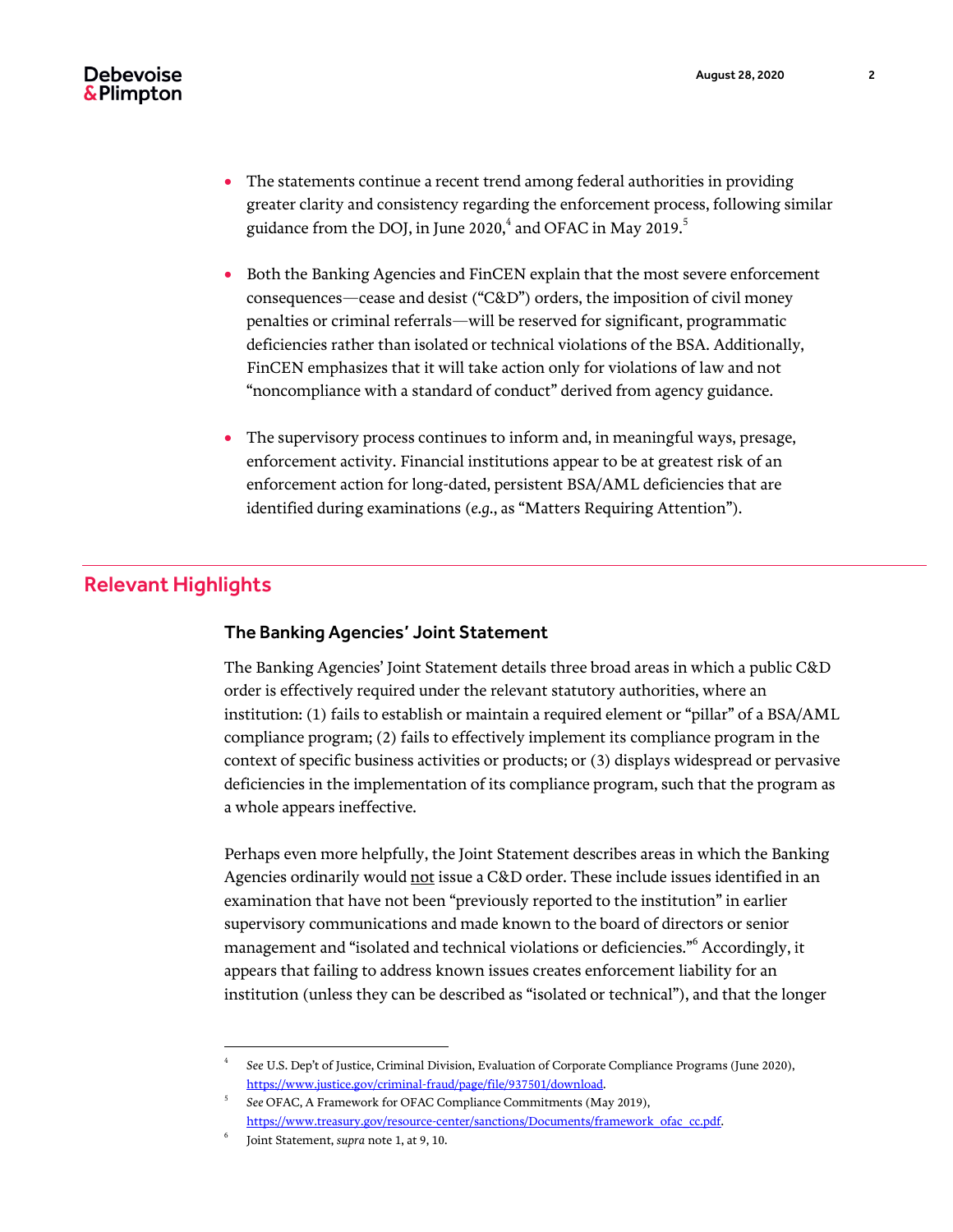- The statements continue a recent trend among federal authorities in providing greater clarity and consistency regarding the enforcement process, following similar guidance from the DOJ, in June 2020,[4] and OFAC in May 2019.[5]

- Both the Banking Agencies and FinCEN explain that the most severe enforcement consequences—cease and desist ("C&D") orders, the imposition of civil money penalties or criminal referrals—will be reserved for significant, programmatic deficiencies rather than isolated or technical violations of the BSA. Additionally, FinCEN emphasizes that it will take action only for violations of law and not "noncompliance with a standard of conduct" derived from agency guidance.

- The supervisory process continues to inform and, in meaningful ways, presage, enforcement activity. Financial institutions appear to be at greatest risk of an enforcement action for long-dated, persistent BSA/AML deficiencies that are identified during examinations (*e.g.*, as "Matters Requiring Attention").

## Relevant Highlights

### The Banking Agencies' Joint Statement

The Banking Agencies' Joint Statement details three broad areas in which a public C&D order is effectively required under the relevant statutory authorities, where an institution: (1) fails to establish or maintain a required element or "pillar" of a BSA/AML compliance program; (2) fails to effectively implement its compliance program in the context of specific business activities or products; or (3) displays widespread or pervasive deficiencies in the implementation of its compliance program, such that the program as a whole appears ineffective.

Perhaps even more helpfully, the Joint Statement describes areas in which the Banking Agencies ordinarily would not issue a C&D order. These include issues identified in an examination that have not been "previously reported to the institution" in earlier supervisory communications and made known to the board of directors or senior management and "isolated and technical violations or deficiencies."[6] Accordingly, it appears that failing to address known issues creates enforcement liability for an institution (unless they can be described as "isolated or technical"), and that the longer

---

[4] *See* U.S. Dep't of Justice, Criminal Division, Evaluation of Corporate Compliance Programs (June 2020), https://www.justice.gov/criminal-fraud/page/file/937501/download.

[5] *See* OFAC, A Framework for OFAC Compliance Commitments (May 2019), https://www.treasury.gov/resource-center/sanctions/Documents/framework_ofac_cc.pdf.

[6] Joint Statement, *supra* note 1, at 9, 10.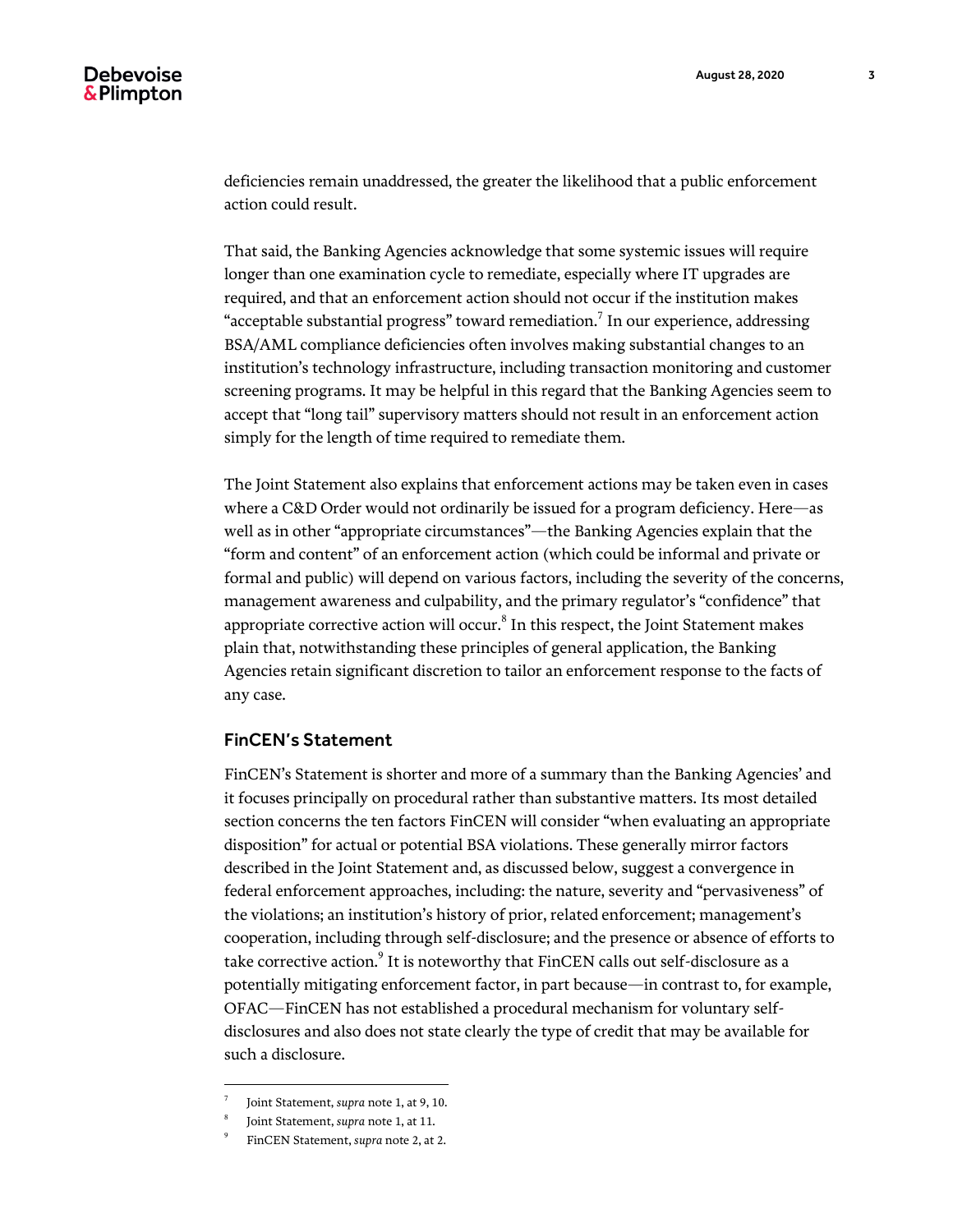deficiencies remain unaddressed, the greater the likelihood that a public enforcement action could result.

That said, the Banking Agencies acknowledge that some systemic issues will require longer than one examination cycle to remediate, especially where IT upgrades are required, and that an enforcement action should not occur if the institution makes "acceptable substantial progress" toward remediation.[7] In our experience, addressing BSA/AML compliance deficiencies often involves making substantial changes to an institution's technology infrastructure, including transaction monitoring and customer screening programs. It may be helpful in this regard that the Banking Agencies seem to accept that "long tail" supervisory matters should not result in an enforcement action simply for the length of time required to remediate them.

The Joint Statement also explains that enforcement actions may be taken even in cases where a C&D Order would not ordinarily be issued for a program deficiency. Here—as well as in other "appropriate circumstances"—the Banking Agencies explain that the "form and content" of an enforcement action (which could be informal and private or formal and public) will depend on various factors, including the severity of the concerns, management awareness and culpability, and the primary regulator's "confidence" that appropriate corrective action will occur.[8] In this respect, the Joint Statement makes plain that, notwithstanding these principles of general application, the Banking Agencies retain significant discretion to tailor an enforcement response to the facts of any case.

## FinCEN's Statement

FinCEN's Statement is shorter and more of a summary than the Banking Agencies' and it focuses principally on procedural rather than substantive matters. Its most detailed section concerns the ten factors FinCEN will consider "when evaluating an appropriate disposition" for actual or potential BSA violations. These generally mirror factors described in the Joint Statement and, as discussed below, suggest a convergence in federal enforcement approaches, including: the nature, severity and "pervasiveness" of the violations; an institution's history of prior, related enforcement; management's cooperation, including through self-disclosure; and the presence or absence of efforts to take corrective action.[9] It is noteworthy that FinCEN calls out self-disclosure as a potentially mitigating enforcement factor, in part because—in contrast to, for example, OFAC—FinCEN has not established a procedural mechanism for voluntary self-disclosures and also does not state clearly the type of credit that may be available for such a disclosure.

---

[7] Joint Statement, *supra* note 1, at 9, 10.

[8] Joint Statement, *supra* note 1, at 11.

[9] FinCEN Statement, *supra* note 2, at 2.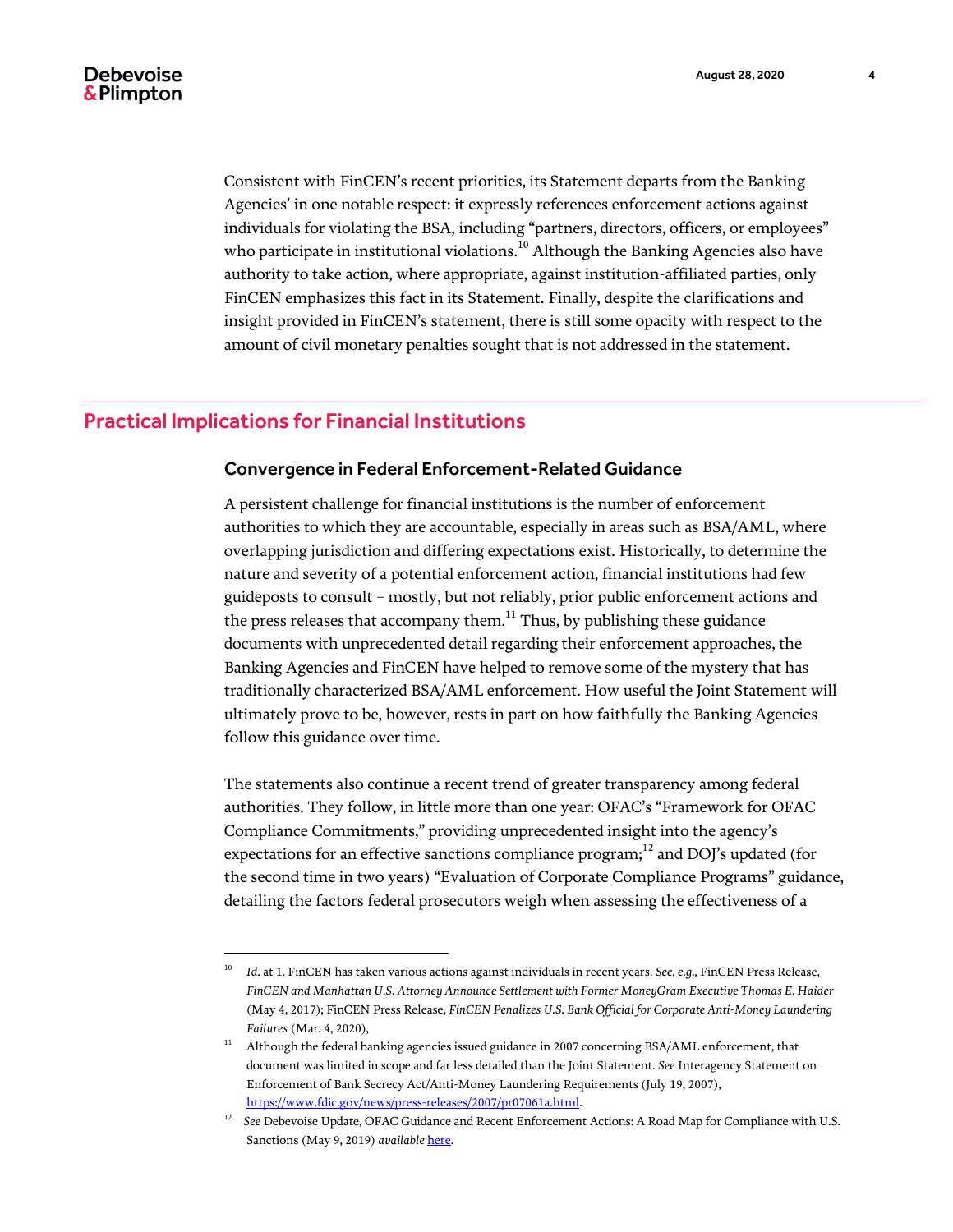Consistent with FinCEN's recent priorities, its Statement departs from the Banking Agencies' in one notable respect: it expressly references enforcement actions against individuals for violating the BSA, including "partners, directors, officers, or employees" who participate in institutional violations.[10] Although the Banking Agencies also have authority to take action, where appropriate, against institution-affiliated parties, only FinCEN emphasizes this fact in its Statement. Finally, despite the clarifications and insight provided in FinCEN's statement, there is still some opacity with respect to the amount of civil monetary penalties sought that is not addressed in the statement.

## Practical Implications for Financial Institutions

### Convergence in Federal Enforcement-Related Guidance

A persistent challenge for financial institutions is the number of enforcement authorities to which they are accountable, especially in areas such as BSA/AML, where overlapping jurisdiction and differing expectations exist. Historically, to determine the nature and severity of a potential enforcement action, financial institutions had few guideposts to consult – mostly, but not reliably, prior public enforcement actions and the press releases that accompany them.[11] Thus, by publishing these guidance documents with unprecedented detail regarding their enforcement approaches, the Banking Agencies and FinCEN have helped to remove some of the mystery that has traditionally characterized BSA/AML enforcement. How useful the Joint Statement will ultimately prove to be, however, rests in part on how faithfully the Banking Agencies follow this guidance over time.

The statements also continue a recent trend of greater transparency among federal authorities. They follow, in little more than one year: OFAC's "Framework for OFAC Compliance Commitments," providing unprecedented insight into the agency's expectations for an effective sanctions compliance program;[12] and DOJ's updated (for the second time in two years) "Evaluation of Corporate Compliance Programs" guidance, detailing the factors federal prosecutors weigh when assessing the effectiveness of a

---

[10] *Id.* at 1. FinCEN has taken various actions against individuals in recent years. *See, e.g.,* FinCEN Press Release, *FinCEN and Manhattan U.S. Attorney Announce Settlement with Former MoneyGram Executive Thomas E. Haider* (May 4, 2017); FinCEN Press Release, *FinCEN Penalizes U.S. Bank Official for Corporate Anti-Money Laundering Failures* (Mar. 4, 2020),

[11] Although the federal banking agencies issued guidance in 2007 concerning BSA/AML enforcement, that document was limited in scope and far less detailed than the Joint Statement. *See* Interagency Statement on Enforcement of Bank Secrecy Act/Anti-Money Laundering Requirements (July 19, 2007), https://www.fdic.gov/news/press-releases/2007/pr07061a.html.

[12] *See* Debevoise Update, OFAC Guidance and Recent Enforcement Actions: A Road Map for Compliance with U.S. Sanctions (May 9, 2019) *available* here.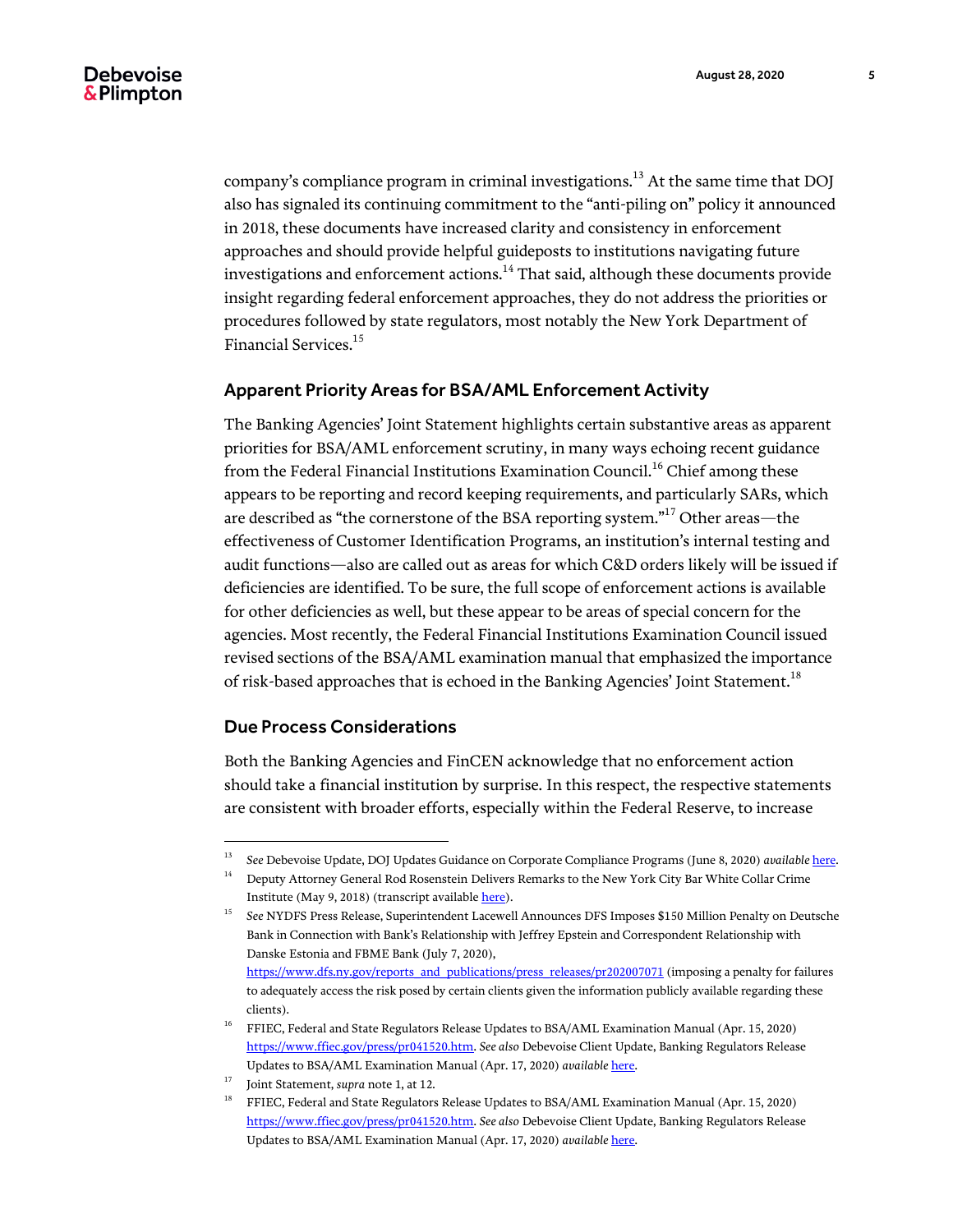company's compliance program in criminal investigations.[13] At the same time that DOJ also has signaled its continuing commitment to the "anti-piling on" policy it announced in 2018, these documents have increased clarity and consistency in enforcement approaches and should provide helpful guideposts to institutions navigating future investigations and enforcement actions.[14] That said, although these documents provide insight regarding federal enforcement approaches, they do not address the priorities or procedures followed by state regulators, most notably the New York Department of Financial Services.[15]

### Apparent Priority Areas for BSA/AML Enforcement Activity

The Banking Agencies' Joint Statement highlights certain substantive areas as apparent priorities for BSA/AML enforcement scrutiny, in many ways echoing recent guidance from the Federal Financial Institutions Examination Council.[16] Chief among these appears to be reporting and record keeping requirements, and particularly SARs, which are described as "the cornerstone of the BSA reporting system."[17] Other areas—the effectiveness of Customer Identification Programs, an institution's internal testing and audit functions—also are called out as areas for which C&D orders likely will be issued if deficiencies are identified. To be sure, the full scope of enforcement actions is available for other deficiencies as well, but these appear to be areas of special concern for the agencies. Most recently, the Federal Financial Institutions Examination Council issued revised sections of the BSA/AML examination manual that emphasized the importance of risk-based approaches that is echoed in the Banking Agencies' Joint Statement.[18]

### Due Process Considerations

Both the Banking Agencies and FinCEN acknowledge that no enforcement action should take a financial institution by surprise. In this respect, the respective statements are consistent with broader efforts, especially within the Federal Reserve, to increase

---

13 *See* Debevoise Update, DOJ Updates Guidance on Corporate Compliance Programs (June 8, 2020) *available* here.

14 Deputy Attorney General Rod Rosenstein Delivers Remarks to the New York City Bar White Collar Crime Institute (May 9, 2018) (transcript available here).

15 *See* NYDFS Press Release, Superintendent Lacewell Announces DFS Imposes $150 Million Penalty on Deutsche Bank in Connection with Bank's Relationship with Jeffrey Epstein and Correspondent Relationship with Danske Estonia and FBME Bank (July 7, 2020), https://www.dfs.ny.gov/reports_and_publications/press_releases/pr202007071 (imposing a penalty for failures to adequately access the risk posed by certain clients given the information publicly available regarding these clients).

16 FFIEC, Federal and State Regulators Release Updates to BSA/AML Examination Manual (Apr. 15, 2020) https://www.ffiec.gov/press/pr041520.htm. *See also* Debevoise Client Update, Banking Regulators Release Updates to BSA/AML Examination Manual (Apr. 17, 2020) *available* here.

17 Joint Statement, *supra* note 1, at 12.

18 FFIEC, Federal and State Regulators Release Updates to BSA/AML Examination Manual (Apr. 15, 2020) https://www.ffiec.gov/press/pr041520.htm. *See also* Debevoise Client Update, Banking Regulators Release Updates to BSA/AML Examination Manual (Apr. 17, 2020) *available* here.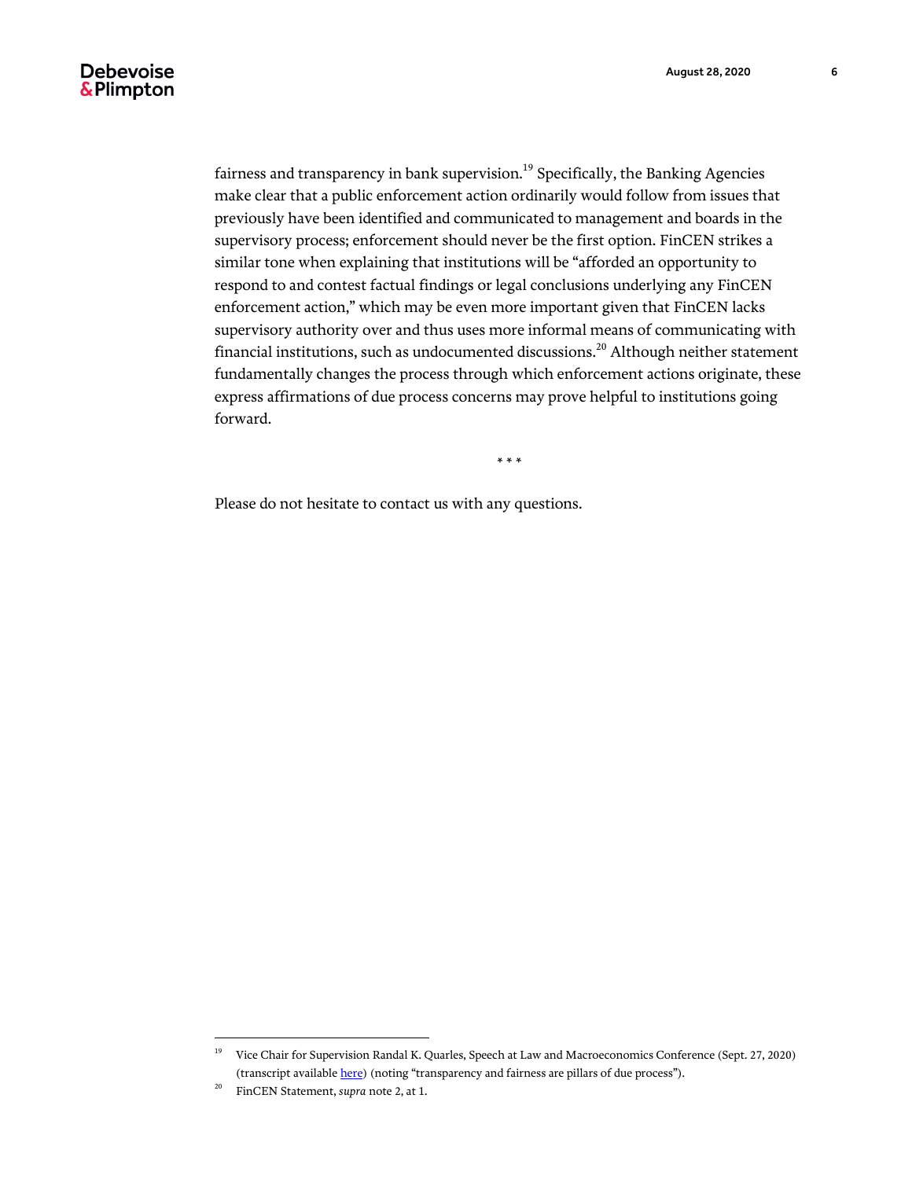fairness and transparency in bank supervision.[19] Specifically, the Banking Agencies make clear that a public enforcement action ordinarily would follow from issues that previously have been identified and communicated to management and boards in the supervisory process; enforcement should never be the first option. FinCEN strikes a similar tone when explaining that institutions will be "afforded an opportunity to respond to and contest factual findings or legal conclusions underlying any FinCEN enforcement action," which may be even more important given that FinCEN lacks supervisory authority over and thus uses more informal means of communicating with financial institutions, such as undocumented discussions.[20] Although neither statement fundamentally changes the process through which enforcement actions originate, these express affirmations of due process concerns may prove helpful to institutions going forward.

\* \* \*

Please do not hesitate to contact us with any questions.

---

[19] Vice Chair for Supervision Randal K. Quarles, Speech at Law and Macroeconomics Conference (Sept. 27, 2020) (transcript available here) (noting "transparency and fairness are pillars of due process").

[20] FinCEN Statement, *supra* note 2, at 1.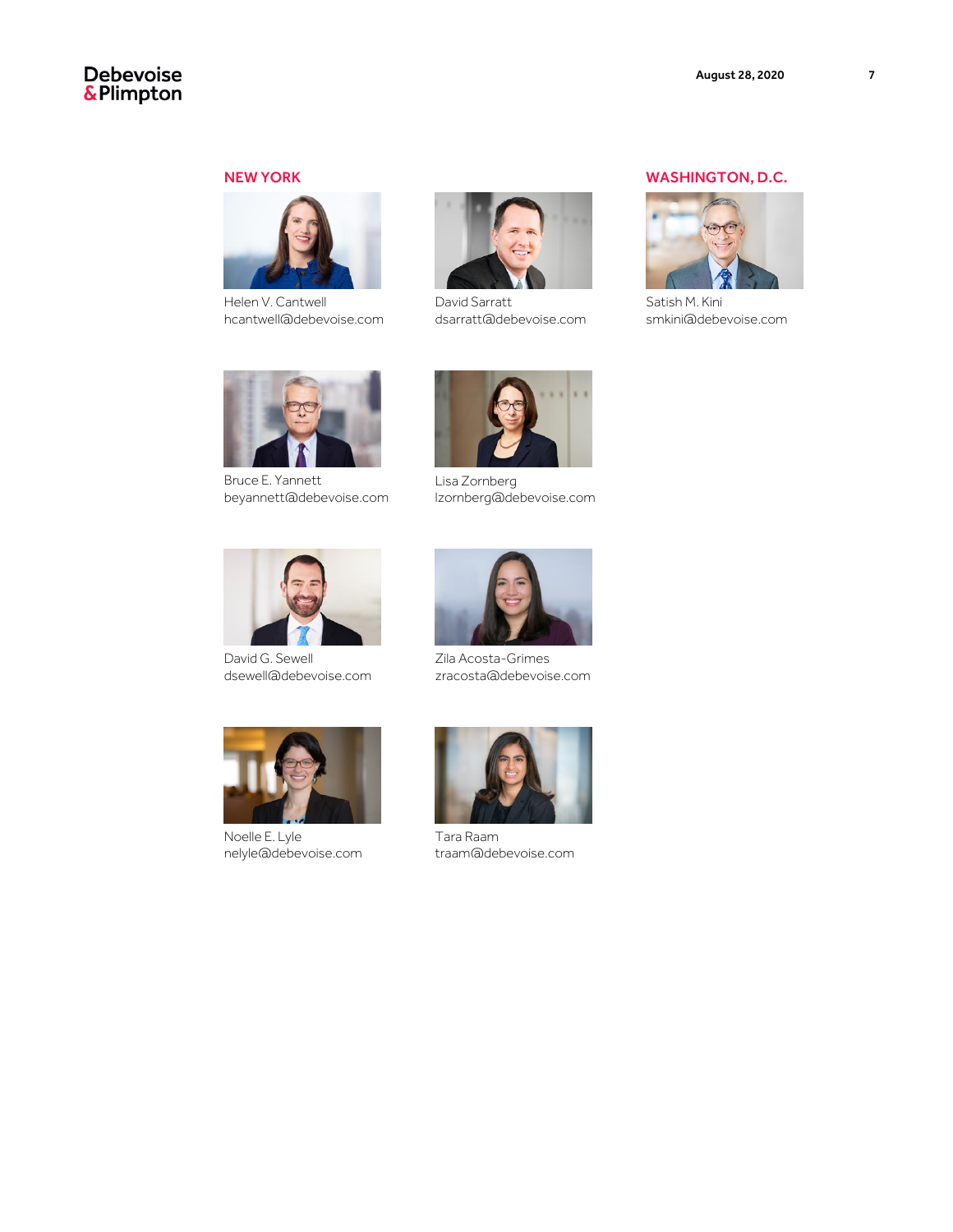## NEW YORK

Helen V. Cantwell
hcantwell@debevoise.com

David Sarratt
dsarratt@debevoise.com

Bruce E. Yannett
beyannett@debevoise.com

Lisa Zornberg
lzornberg@debevoise.com

David G. Sewell
dsewell@debevoise.com

Zila Acosta-Grimes
zracosta@debevoise.com

Noelle E. Lyle
nelyle@debevoise.com

Tara Raam
traam@debevoise.com

## WASHINGTON, D.C.

Satish M. Kini
smkini@debevoise.com